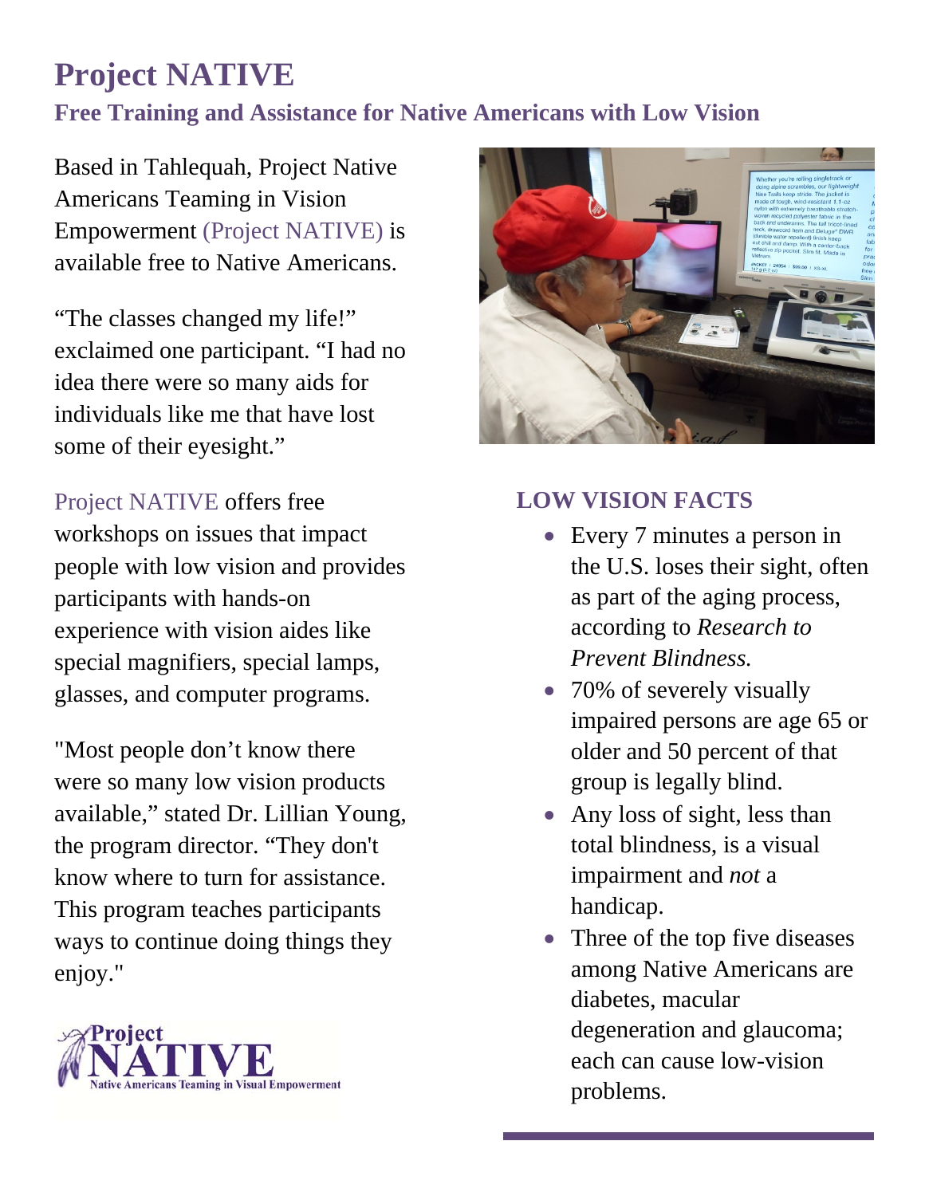# Project NATIVE

## Free Training and Assistance for Native Americans with Low Vision

Based in Tahlequah, Project Native Americans Teaming in Vision Empowerment (Project NATIVE) is available free to Native Americans.

"The classes changed my life!" exclaimed one participant. "I had no idea there were so many aids for individuals like me that have lost some of their eyesight."

Project NATIVE offers free workshops on issues that impact people with low vision and provides participants with hands-on experience with vision aides like special magnifiers, special lamps, glasses, and computer programs.

"Most people don't know there were so many low vision products available," stated Dr. Lillian Young, the program director. "They don't know where to turn for assistance. This program teaches participants ways to continue doing things they enjoy."

Project NATIVE
Native Americans Teaming in Visual Empowerment

### LOW VISION FACTS

- Every 7 minutes a person in the U.S. loses their sight, often as part of the aging process, according to *Research to Prevent Blindness.*
- 70% of severely visually impaired persons are age 65 or older and 50 percent of that group is legally blind.
- Any loss of sight, less than total blindness, is a visual impairment and *not* a handicap.
- Three of the top five diseases among Native Americans are diabetes, macular degeneration and glaucoma; each can cause low-vision problems.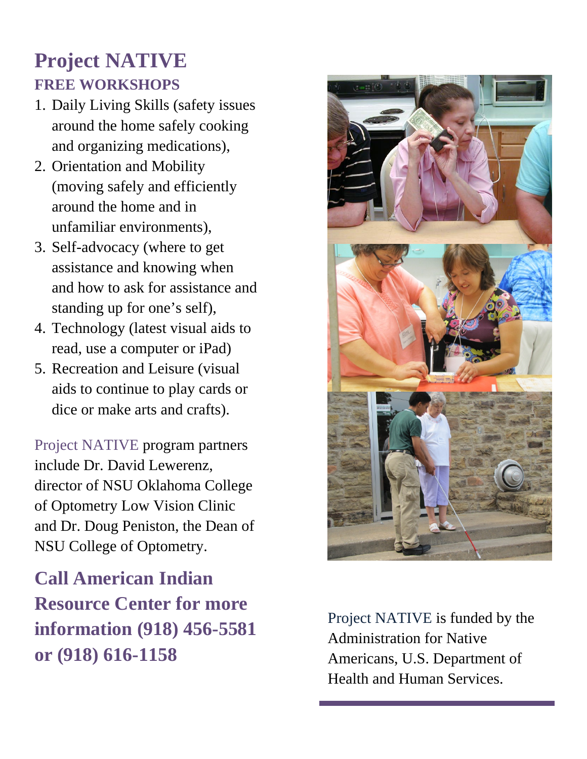# Project NATIVE

## FREE WORKSHOPS

1. Daily Living Skills (safety issues around the home safely cooking and organizing medications),
2. Orientation and Mobility (moving safely and efficiently around the home and in unfamiliar environments),
3. Self-advocacy (where to get assistance and knowing when and how to ask for assistance and standing up for one's self),
4. Technology (latest visual aids to read, use a computer or iPad)
5. Recreation and Leisure (visual aids to continue to play cards or dice or make arts and crafts).

Project NATIVE program partners include Dr. David Lewerenz, director of NSU Oklahoma College of Optometry Low Vision Clinic and Dr. Doug Peniston, the Dean of NSU College of Optometry.

## Call American Indian Resource Center for more information (918) 456-5581 or (918) 616-1158

Project NATIVE is funded by the Administration for Native Americans, U.S. Department of Health and Human Services.